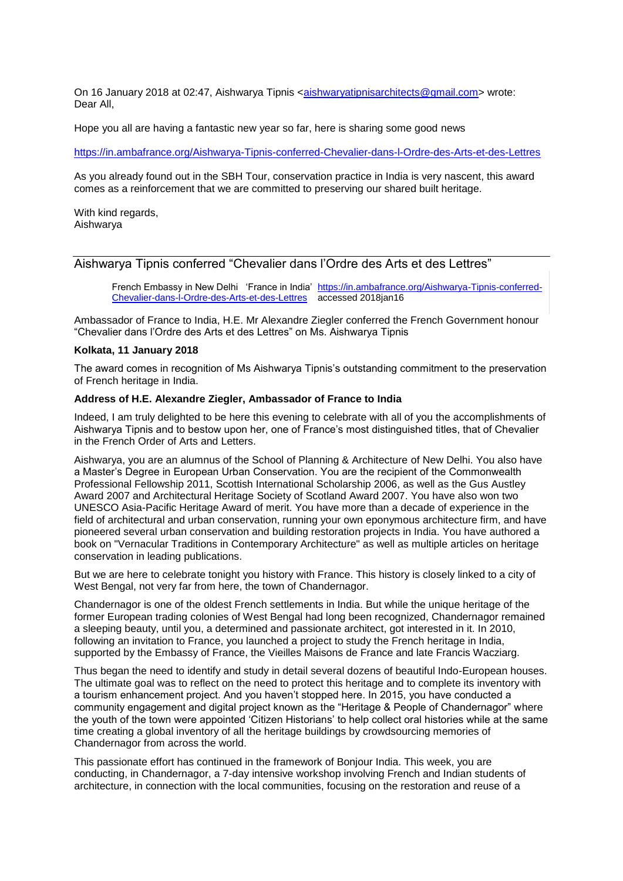On 16 January 2018 at 02:47, Aishwarya Tipnis <aishwaryatipnisarchitects@gmail.com> wrote:
Dear All,

Hope you all are having a fantastic new year so far, here is sharing some good news

https://in.ambafrance.org/Aishwarya-Tipnis-conferred-Chevalier-dans-l-Ordre-des-Arts-et-des-Lettres

As you already found out in the SBH Tour, conservation practice in India is very nascent, this award comes as a reinforcement that we are committed to preserving our shared built heritage.

With kind regards,
Aishwarya

## Aishwarya Tipnis conferred "Chevalier dans l'Ordre des Arts et des Lettres"

> French Embassy in New Delhi 'France in India' https://in.ambafrance.org/Aishwarya-Tipnis-conferred-Chevalier-dans-l-Ordre-des-Arts-et-des-Lettres accessed 2018jan16

Ambassador of France to India, H.E. Mr Alexandre Ziegler conferred the French Government honour "Chevalier dans l'Ordre des Arts et des Lettres" on Ms. Aishwarya Tipnis

**Kolkata, 11 January 2018**

The award comes in recognition of Ms Aishwarya Tipnis's outstanding commitment to the preservation of French heritage in India.

**Address of H.E. Alexandre Ziegler, Ambassador of France to India**

Indeed, I am truly delighted to be here this evening to celebrate with all of you the accomplishments of Aishwarya Tipnis and to bestow upon her, one of France's most distinguished titles, that of Chevalier in the French Order of Arts and Letters.

Aishwarya, you are an alumnus of the School of Planning & Architecture of New Delhi. You also have a Master's Degree in European Urban Conservation. You are the recipient of the Commonwealth Professional Fellowship 2011, Scottish International Scholarship 2006, as well as the Gus Austley Award 2007 and Architectural Heritage Society of Scotland Award 2007. You have also won two UNESCO Asia-Pacific Heritage Award of merit. You have more than a decade of experience in the field of architectural and urban conservation, running your own eponymous architecture firm, and have pioneered several urban conservation and building restoration projects in India. You have authored a book on "Vernacular Traditions in Contemporary Architecture" as well as multiple articles on heritage conservation in leading publications.

But we are here to celebrate tonight you history with France. This history is closely linked to a city of West Bengal, not very far from here, the town of Chandernagor.

Chandernagor is one of the oldest French settlements in India. But while the unique heritage of the former European trading colonies of West Bengal had long been recognized, Chandernagor remained a sleeping beauty, until you, a determined and passionate architect, got interested in it. In 2010, following an invitation to France, you launched a project to study the French heritage in India, supported by the Embassy of France, the Vieilles Maisons de France and late Francis Wacziarg.

Thus began the need to identify and study in detail several dozens of beautiful Indo-European houses. The ultimate goal was to reflect on the need to protect this heritage and to complete its inventory with a tourism enhancement project. And you haven't stopped here. In 2015, you have conducted a community engagement and digital project known as the "Heritage & People of Chandernagor" where the youth of the town were appointed 'Citizen Historians' to help collect oral histories while at the same time creating a global inventory of all the heritage buildings by crowdsourcing memories of Chandernagor from across the world.

This passionate effort has continued in the framework of Bonjour India. This week, you are conducting, in Chandernagor, a 7-day intensive workshop involving French and Indian students of architecture, in connection with the local communities, focusing on the restoration and reuse of a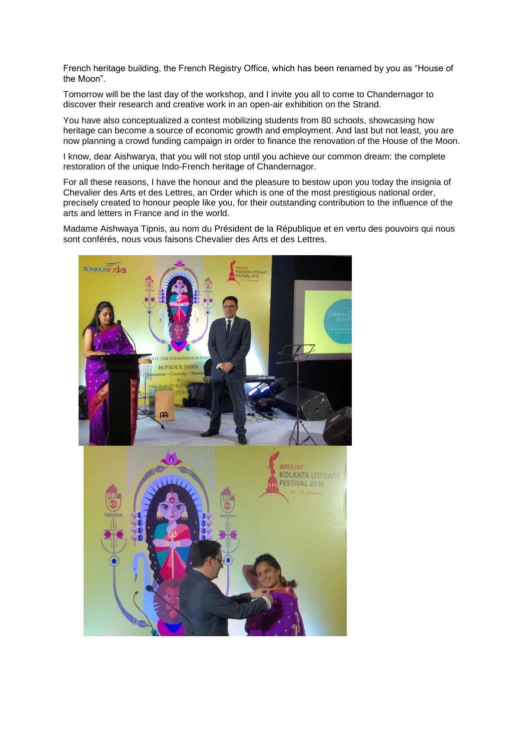French heritage building, the French Registry Office, which has been renamed by you as "House of the Moon".

Tomorrow will be the last day of the workshop, and I invite you all to come to Chandernagor to discover their research and creative work in an open-air exhibition on the Strand.

You have also conceptualized a contest mobilizing students from 80 schools, showcasing how heritage can become a source of economic growth and employment. And last but not least, you are now planning a crowd funding campaign in order to finance the renovation of the House of the Moon.

I know, dear Aishwarya, that you will not stop until you achieve our common dream: the complete restoration of the unique Indo-French heritage of Chandernagor.

For all these reasons, I have the honour and the pleasure to bestow upon you today the insignia of Chevalier des Arts et des Lettres, an Order which is one of the most prestigious national order, precisely created to honour people like you, for their outstanding contribution to the influence of the arts and letters in France and in the world.

Madame Aishwaya Tipnis, au nom du Président de la République et en vertu des pouvoirs qui nous sont conférés, nous vous faisons Chevalier des Arts et des Lettres.